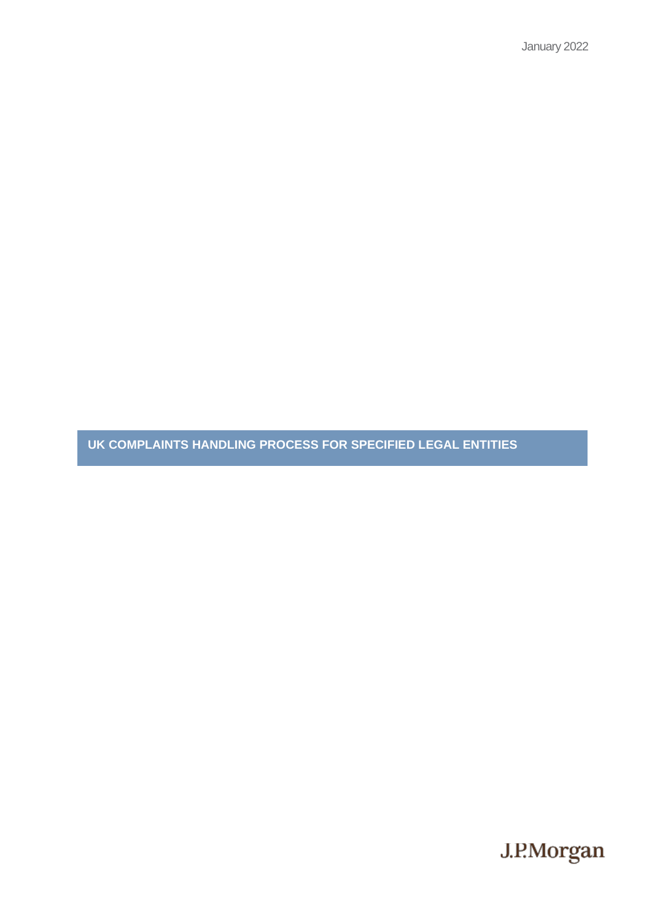January 2022

# UK COMPLAINTS HANDLING PROCESS FOR SPECIFIED LEGAL ENTITIES

J.P.Morgan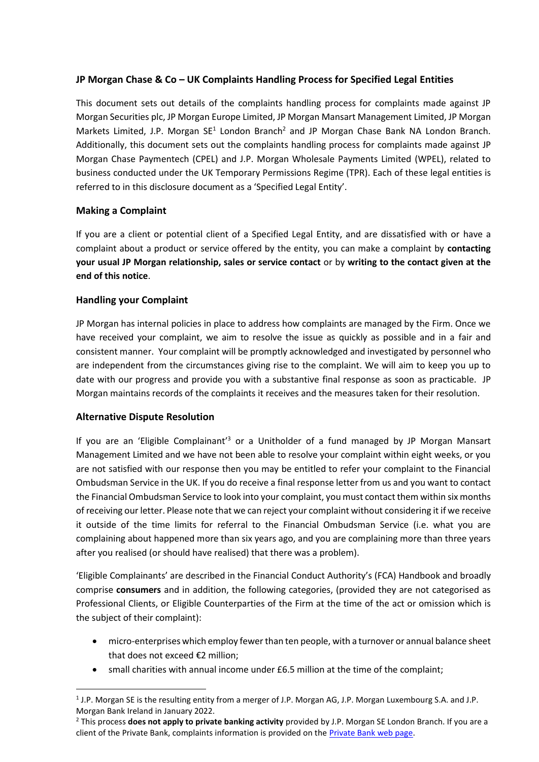## JP Morgan Chase & Co – UK Complaints Handling Process for Specified Legal Entities

This document sets out details of the complaints handling process for complaints made against JP Morgan Securities plc, JP Morgan Europe Limited, JP Morgan Mansart Management Limited, JP Morgan Markets Limited, J.P. Morgan SE[1] London Branch[2] and JP Morgan Chase Bank NA London Branch. Additionally, this document sets out the complaints handling process for complaints made against JP Morgan Chase Paymentech (CPEL) and J.P. Morgan Wholesale Payments Limited (WPEL), related to business conducted under the UK Temporary Permissions Regime (TPR). Each of these legal entities is referred to in this disclosure document as a 'Specified Legal Entity'.

### Making a Complaint

If you are a client or potential client of a Specified Legal Entity, and are dissatisfied with or have a complaint about a product or service offered by the entity, you can make a complaint by **contacting your usual JP Morgan relationship, sales or service contact** or by **writing to the contact given at the end of this notice**.

### Handling your Complaint

JP Morgan has internal policies in place to address how complaints are managed by the Firm. Once we have received your complaint, we aim to resolve the issue as quickly as possible and in a fair and consistent manner. Your complaint will be promptly acknowledged and investigated by personnel who are independent from the circumstances giving rise to the complaint. We will aim to keep you up to date with our progress and provide you with a substantive final response as soon as practicable. JP Morgan maintains records of the complaints it receives and the measures taken for their resolution.

### Alternative Dispute Resolution

If you are an 'Eligible Complainant'[3] or a Unitholder of a fund managed by JP Morgan Mansart Management Limited and we have not been able to resolve your complaint within eight weeks, or you are not satisfied with our response then you may be entitled to refer your complaint to the Financial Ombudsman Service in the UK. If you do receive a final response letter from us and you want to contact the Financial Ombudsman Service to look into your complaint, you must contact them within six months of receiving our letter. Please note that we can reject your complaint without considering it if we receive it outside of the time limits for referral to the Financial Ombudsman Service (i.e. what you are complaining about happened more than six years ago, and you are complaining more than three years after you realised (or should have realised) that there was a problem).

'Eligible Complainants' are described in the Financial Conduct Authority's (FCA) Handbook and broadly comprise **consumers** and in addition, the following categories, (provided they are not categorised as Professional Clients, or Eligible Counterparties of the Firm at the time of the act or omission which is the subject of their complaint):

- micro-enterprises which employ fewer than ten people, with a turnover or annual balance sheet that does not exceed €2 million;
- small charities with annual income under £6.5 million at the time of the complaint;

---

[1] J.P. Morgan SE is the resulting entity from a merger of J.P. Morgan AG, J.P. Morgan Luxembourg S.A. and J.P. Morgan Bank Ireland in January 2022.

[2] This process **does not apply to private banking activity** provided by J.P. Morgan SE London Branch. If you are a client of the Private Bank, complaints information is provided on the [Private Bank web page](Private Bank web page).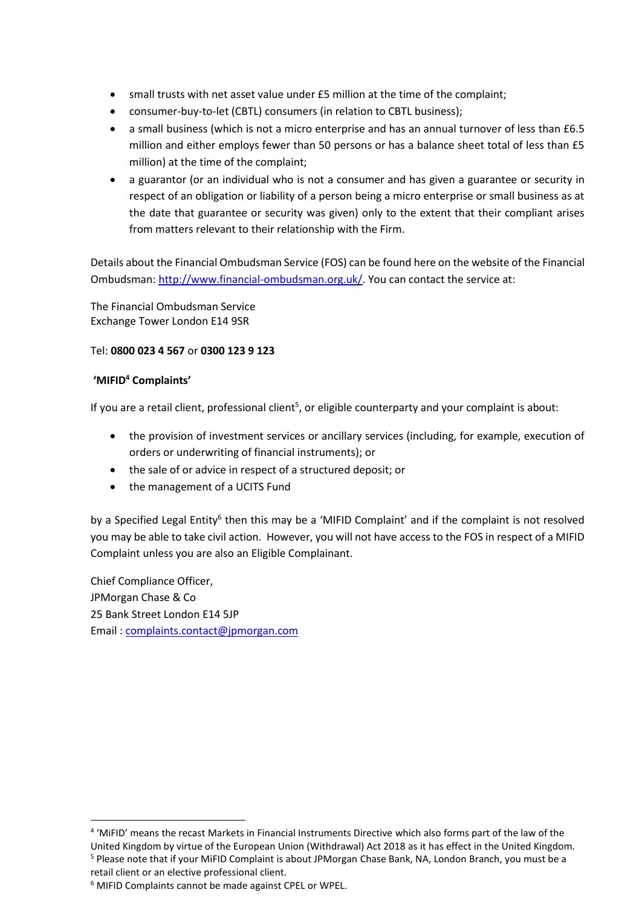- small trusts with net asset value under £5 million at the time of the complaint;
- consumer-buy-to-let (CBTL) consumers (in relation to CBTL business);
- a small business (which is not a micro enterprise and has an annual turnover of less than £6.5 million and either employs fewer than 50 persons or has a balance sheet total of less than £5 million) at the time of the complaint;
- a guarantor (or an individual who is not a consumer and has given a guarantee or security in respect of an obligation or liability of a person being a micro enterprise or small business as at the date that guarantee or security was given) only to the extent that their compliant arises from matters relevant to their relationship with the Firm.

Details about the Financial Ombudsman Service (FOS) can be found here on the website of the Financial Ombudsman: http://www.financial-ombudsman.org.uk/. You can contact the service at:

The Financial Ombudsman Service  
Exchange Tower London E14 9SR

Tel: **0800 023 4 567** or **0300 123 9 123**

**'MIFID[4] Complaints'**

If you are a retail client, professional client[5], or eligible counterparty and your complaint is about:

- the provision of investment services or ancillary services (including, for example, execution of orders or underwriting of financial instruments); or
- the sale of or advice in respect of a structured deposit; or
- the management of a UCITS Fund

by a Specified Legal Entity[6] then this may be a 'MIFID Complaint' and if the complaint is not resolved you may be able to take civil action. However, you will not have access to the FOS in respect of a MIFID Complaint unless you are also an Eligible Complainant.

Chief Compliance Officer,  
JPMorgan Chase & Co  
25 Bank Street London E14 5JP  
Email : complaints.contact@jpmorgan.com

---

[4] 'MiFID' means the recast Markets in Financial Instruments Directive which also forms part of the law of the United Kingdom by virtue of the European Union (Withdrawal) Act 2018 as it has effect in the United Kingdom.

[5] Please note that if your MiFID Complaint is about JPMorgan Chase Bank, NA, London Branch, you must be a retail client or an elective professional client.

[6] MIFID Complaints cannot be made against CPEL or WPEL.